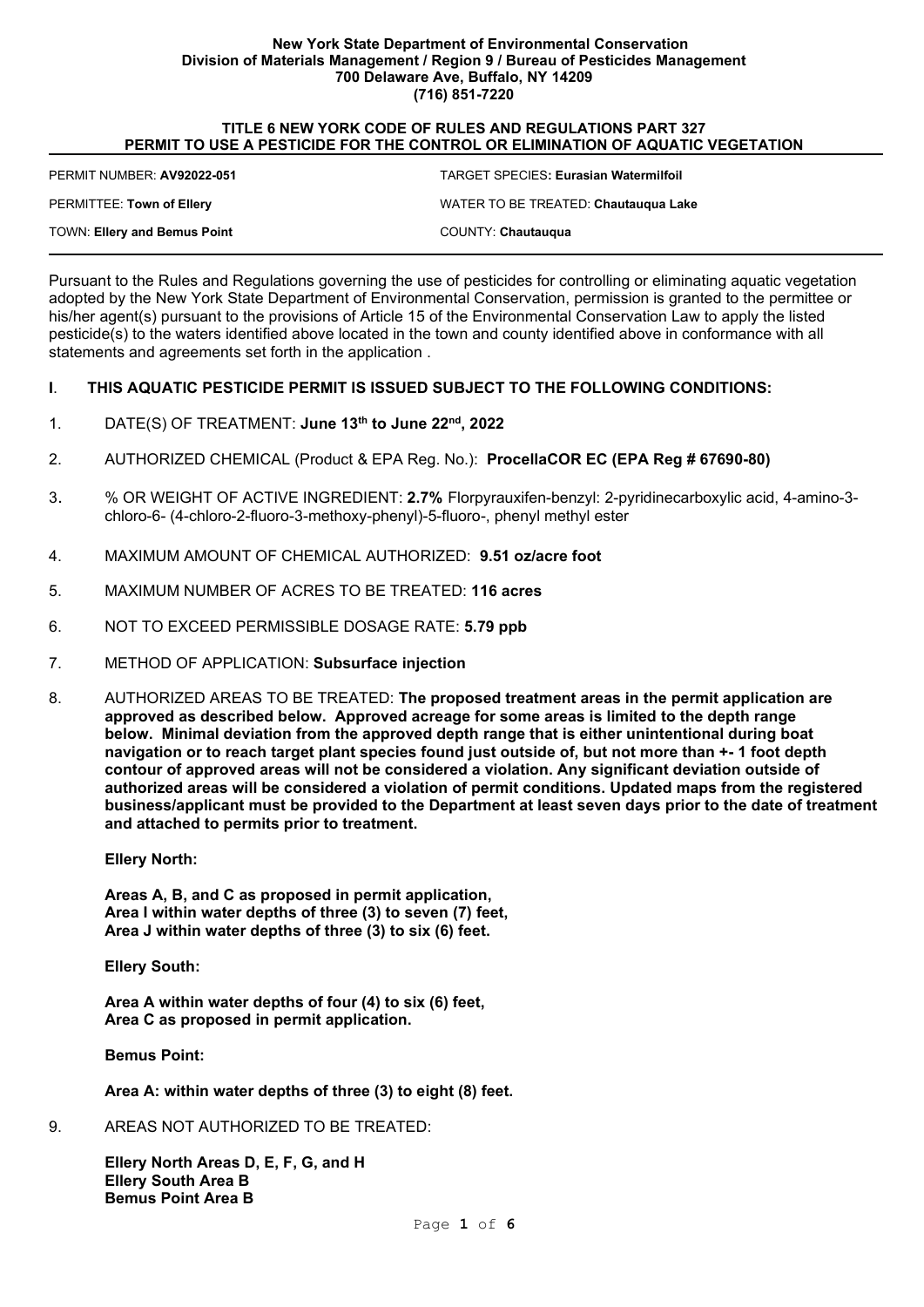**New York State Department of Environmental Conservation**
**Division of Materials Management / Region 9 / Bureau of Pesticides Management**
**700 Delaware Ave, Buffalo, NY 14209**
**(716) 851-7220**

## TITLE 6 NEW YORK CODE OF RULES AND REGULATIONS PART 327
## PERMIT TO USE A PESTICIDE FOR THE CONTROL OR ELIMINATION OF AQUATIC VEGETATION

| | |
|---|---|
| PERMIT NUMBER: **AV92022-051** | TARGET SPECIES: **Eurasian Watermilfoil** |
| PERMITTEE: **Town of Ellery** | WATER TO BE TREATED: **Chautauqua Lake** |
| TOWN: **Ellery and Bemus Point** | COUNTY: **Chautauqua** |

Pursuant to the Rules and Regulations governing the use of pesticides for controlling or eliminating aquatic vegetation adopted by the New York State Department of Environmental Conservation, permission is granted to the permittee or his/her agent(s) pursuant to the provisions of Article 15 of the Environmental Conservation Law to apply the listed pesticide(s) to the waters identified above located in the town and county identified above in conformance with all statements and agreements set forth in the application .

**I. THIS AQUATIC PESTICIDE PERMIT IS ISSUED SUBJECT TO THE FOLLOWING CONDITIONS:**

1. DATE(S) OF TREATMENT: **June 13th to June 22nd, 2022**

2. AUTHORIZED CHEMICAL (Product & EPA Reg. No.): **ProcellaCOR EC (EPA Reg # 67690-80)**

3. % OR WEIGHT OF ACTIVE INGREDIENT: **2.7%** Florpyrauxifen-benzyl: 2-pyridinecarboxylic acid, 4-amino-3-chloro-6- (4-chloro-2-fluoro-3-methoxy-phenyl)-5-fluoro-, phenyl methyl ester

4. MAXIMUM AMOUNT OF CHEMICAL AUTHORIZED: **9.51 oz/acre foot**

5. MAXIMUM NUMBER OF ACRES TO BE TREATED: **116 acres**

6. NOT TO EXCEED PERMISSIBLE DOSAGE RATE: **5.79 ppb**

7. METHOD OF APPLICATION: **Subsurface injection**

8. AUTHORIZED AREAS TO BE TREATED: **The proposed treatment areas in the permit application are approved as described below. Approved acreage for some areas is limited to the depth range below. Minimal deviation from the approved depth range that is either unintentional during boat navigation or to reach target plant species found just outside of, but not more than +- 1 foot depth contour of approved areas will not be considered a violation. Any significant deviation outside of authorized areas will be considered a violation of permit conditions. Updated maps from the registered business/applicant must be provided to the Department at least seven days prior to the date of treatment and attached to permits prior to treatment.**

   **Ellery North:**

   **Areas A, B, and C as proposed in permit application,**
   **Area I within water depths of three (3) to seven (7) feet,**
   **Area J within water depths of three (3) to six (6) feet.**

   **Ellery South:**

   **Area A within water depths of four (4) to six (6) feet,**
   **Area C as proposed in permit application.**

   **Bemus Point:**

   **Area A: within water depths of three (3) to eight (8) feet.**

9. AREAS NOT AUTHORIZED TO BE TREATED:

   **Ellery North Areas D, E, F, G, and H**
   **Ellery South Area B**
   **Bemus Point Area B**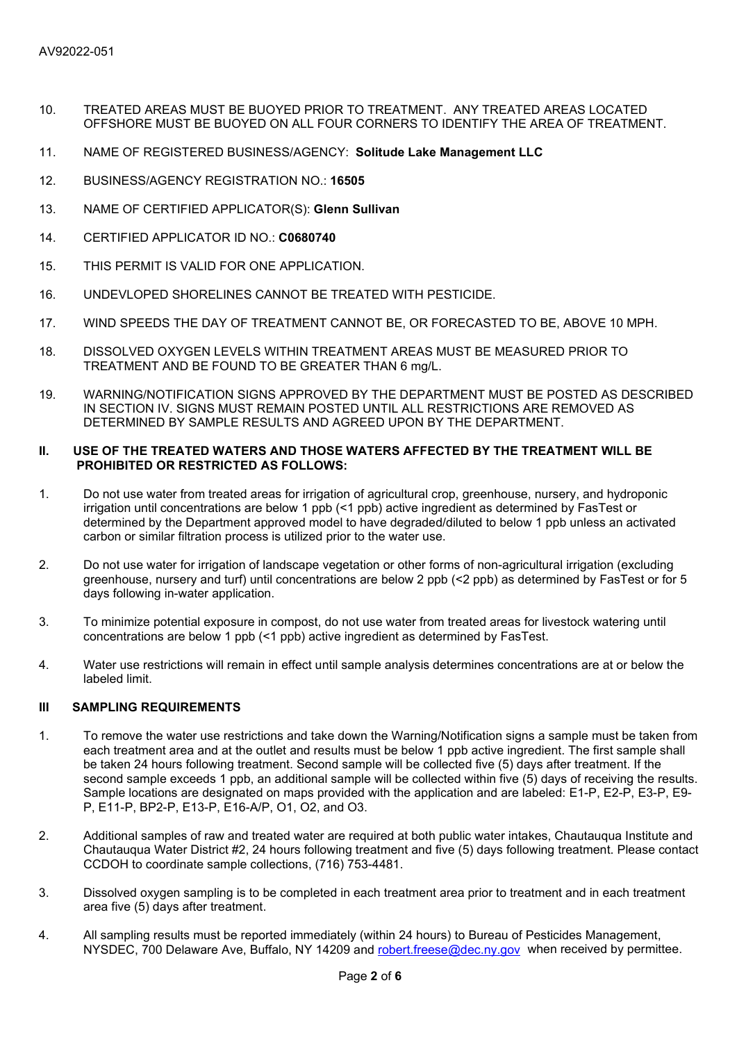AV92022-051

10. TREATED AREAS MUST BE BUOYED PRIOR TO TREATMENT. ANY TREATED AREAS LOCATED OFFSHORE MUST BE BUOYED ON ALL FOUR CORNERS TO IDENTIFY THE AREA OF TREATMENT.

11. NAME OF REGISTERED BUSINESS/AGENCY: **Solitude Lake Management LLC**

12. BUSINESS/AGENCY REGISTRATION NO.: **16505**

13. NAME OF CERTIFIED APPLICATOR(S): **Glenn Sullivan**

14. CERTIFIED APPLICATOR ID NO.: **C0680740**

15. THIS PERMIT IS VALID FOR ONE APPLICATION.

16. UNDEVLOPED SHORELINES CANNOT BE TREATED WITH PESTICIDE.

17. WIND SPEEDS THE DAY OF TREATMENT CANNOT BE, OR FORECASTED TO BE, ABOVE 10 MPH.

18. DISSOLVED OXYGEN LEVELS WITHIN TREATMENT AREAS MUST BE MEASURED PRIOR TO TREATMENT AND BE FOUND TO BE GREATER THAN 6 mg/L.

19. WARNING/NOTIFICATION SIGNS APPROVED BY THE DEPARTMENT MUST BE POSTED AS DESCRIBED IN SECTION IV. SIGNS MUST REMAIN POSTED UNTIL ALL RESTRICTIONS ARE REMOVED AS DETERMINED BY SAMPLE RESULTS AND AGREED UPON BY THE DEPARTMENT.

## II. USE OF THE TREATED WATERS AND THOSE WATERS AFFECTED BY THE TREATMENT WILL BE PROHIBITED OR RESTRICTED AS FOLLOWS:

1. Do not use water from treated areas for irrigation of agricultural crop, greenhouse, nursery, and hydroponic irrigation until concentrations are below 1 ppb (<1 ppb) active ingredient as determined by FasTest or determined by the Department approved model to have degraded/diluted to below 1 ppb unless an activated carbon or similar filtration process is utilized prior to the water use.

2. Do not use water for irrigation of landscape vegetation or other forms of non-agricultural irrigation (excluding greenhouse, nursery and turf) until concentrations are below 2 ppb (<2 ppb) as determined by FasTest or for 5 days following in-water application.

3. To minimize potential exposure in compost, do not use water from treated areas for livestock watering until concentrations are below 1 ppb (<1 ppb) active ingredient as determined by FasTest.

4. Water use restrictions will remain in effect until sample analysis determines concentrations are at or below the labeled limit.

## III SAMPLING REQUIREMENTS

1. To remove the water use restrictions and take down the Warning/Notification signs a sample must be taken from each treatment area and at the outlet and results must be below 1 ppb active ingredient. The first sample shall be taken 24 hours following treatment. Second sample will be collected five (5) days after treatment. If the second sample exceeds 1 ppb, an additional sample will be collected within five (5) days of receiving the results. Sample locations are designated on maps provided with the application and are labeled: E1-P, E2-P, E3-P, E9-P, E11-P, BP2-P, E13-P, E16-A/P, O1, O2, and O3.

2. Additional samples of raw and treated water are required at both public water intakes, Chautauqua Institute and Chautauqua Water District #2, 24 hours following treatment and five (5) days following treatment. Please contact CCDOH to coordinate sample collections, (716) 753-4481.

3. Dissolved oxygen sampling is to be completed in each treatment area prior to treatment and in each treatment area five (5) days after treatment.

4. All sampling results must be reported immediately (within 24 hours) to Bureau of Pesticides Management, NYSDEC, 700 Delaware Ave, Buffalo, NY 14209 and robert.freese@dec.ny.gov when received by permittee.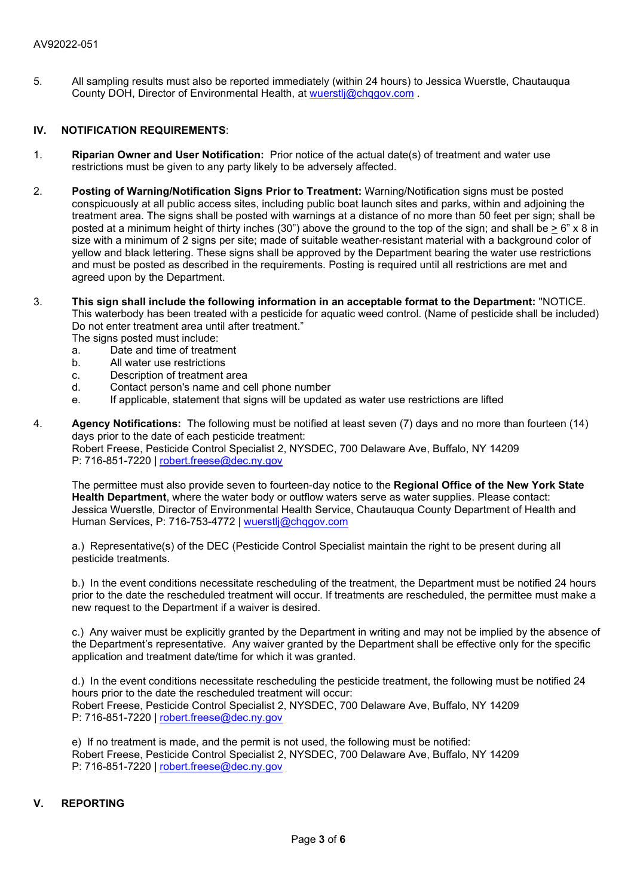AV92022-051

5. All sampling results must also be reported immediately (within 24 hours) to Jessica Wuerstle, Chautauqua County DOH, Director of Environmental Health, at wuerstlj@chqgov.com .

## IV. NOTIFICATION REQUIREMENTS:

1. **Riparian Owner and User Notification:** Prior notice of the actual date(s) of treatment and water use restrictions must be given to any party likely to be adversely affected.

2. **Posting of Warning/Notification Signs Prior to Treatment:** Warning/Notification signs must be posted conspicuously at all public access sites, including public boat launch sites and parks, within and adjoining the treatment area. The signs shall be posted with warnings at a distance of no more than 50 feet per sign; shall be posted at a minimum height of thirty inches (30") above the ground to the top of the sign; and shall be ≥ 6" x 8 in size with a minimum of 2 signs per site; made of suitable weather-resistant material with a background color of yellow and black lettering. These signs shall be approved by the Department bearing the water use restrictions and must be posted as described in the requirements. Posting is required until all restrictions are met and agreed upon by the Department.

3. **This sign shall include the following information in an acceptable format to the Department:** "NOTICE. This waterbody has been treated with a pesticide for aquatic weed control. (Name of pesticide shall be included) Do not enter treatment area until after treatment."
   The signs posted must include:
   a. Date and time of treatment
   b. All water use restrictions
   c. Description of treatment area
   d. Contact person's name and cell phone number
   e. If applicable, statement that signs will be updated as water use restrictions are lifted

4. **Agency Notifications:** The following must be notified at least seven (7) days and no more than fourteen (14) days prior to the date of each pesticide treatment:
   Robert Freese, Pesticide Control Specialist 2, NYSDEC, 700 Delaware Ave, Buffalo, NY 14209
   P: 716-851-7220 | robert.freese@dec.ny.gov

   The permittee must also provide seven to fourteen-day notice to the **Regional Office of the New York State Health Department**, where the water body or outflow waters serve as water supplies. Please contact: Jessica Wuerstle, Director of Environmental Health Service, Chautauqua County Department of Health and Human Services, P: 716-753-4772 | wuerstlj@chqgov.com

   a.) Representative(s) of the DEC (Pesticide Control Specialist maintain the right to be present during all pesticide treatments.

   b.) In the event conditions necessitate rescheduling of the treatment, the Department must be notified 24 hours prior to the date the rescheduled treatment will occur. If treatments are rescheduled, the permittee must make a new request to the Department if a waiver is desired.

   c.) Any waiver must be explicitly granted by the Department in writing and may not be implied by the absence of the Department's representative. Any waiver granted by the Department shall be effective only for the specific application and treatment date/time for which it was granted.

   d.) In the event conditions necessitate rescheduling the pesticide treatment, the following must be notified 24 hours prior to the date the rescheduled treatment will occur:
   Robert Freese, Pesticide Control Specialist 2, NYSDEC, 700 Delaware Ave, Buffalo, NY 14209
   P: 716-851-7220 | robert.freese@dec.ny.gov

   e) If no treatment is made, and the permit is not used, the following must be notified:
   Robert Freese, Pesticide Control Specialist 2, NYSDEC, 700 Delaware Ave, Buffalo, NY 14209
   P: 716-851-7220 | robert.freese@dec.ny.gov

## V. REPORTING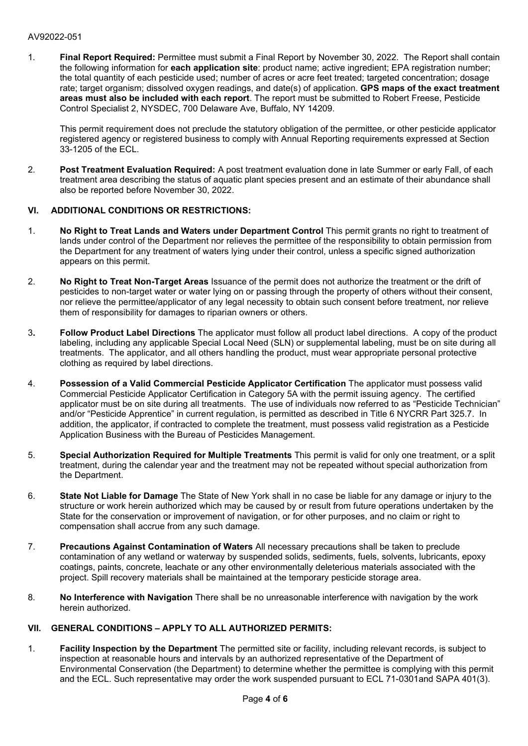AV92022-051

1. **Final Report Required:** Permittee must submit a Final Report by November 30, 2022. The Report shall contain the following information for **each application site**: product name; active ingredient; EPA registration number; the total quantity of each pesticide used; number of acres or acre feet treated; targeted concentration; dosage rate; target organism; dissolved oxygen readings, and date(s) of application. **GPS maps of the exact treatment areas must also be included with each report**. The report must be submitted to Robert Freese, Pesticide Control Specialist 2, NYSDEC, 700 Delaware Ave, Buffalo, NY 14209.

   This permit requirement does not preclude the statutory obligation of the permittee, or other pesticide applicator registered agency or registered business to comply with Annual Reporting requirements expressed at Section 33-1205 of the ECL.

2. **Post Treatment Evaluation Required:** A post treatment evaluation done in late Summer or early Fall, of each treatment area describing the status of aquatic plant species present and an estimate of their abundance shall also be reported before November 30, 2022.

## VI. ADDITIONAL CONDITIONS OR RESTRICTIONS:

1. **No Right to Treat Lands and Waters under Department Control** This permit grants no right to treatment of lands under control of the Department nor relieves the permittee of the responsibility to obtain permission from the Department for any treatment of waters lying under their control, unless a specific signed authorization appears on this permit.

2. **No Right to Treat Non-Target Areas** Issuance of the permit does not authorize the treatment or the drift of pesticides to non-target water or water lying on or passing through the property of others without their consent, nor relieve the permittee/applicator of any legal necessity to obtain such consent before treatment, nor relieve them of responsibility for damages to riparian owners or others.

3. **Follow Product Label Directions** The applicator must follow all product label directions. A copy of the product labeling, including any applicable Special Local Need (SLN) or supplemental labeling, must be on site during all treatments. The applicator, and all others handling the product, must wear appropriate personal protective clothing as required by label directions.

4. **Possession of a Valid Commercial Pesticide Applicator Certification** The applicator must possess valid Commercial Pesticide Applicator Certification in Category 5A with the permit issuing agency. The certified applicator must be on site during all treatments. The use of individuals now referred to as "Pesticide Technician" and/or "Pesticide Apprentice" in current regulation, is permitted as described in Title 6 NYCRR Part 325.7. In addition, the applicator, if contracted to complete the treatment, must possess valid registration as a Pesticide Application Business with the Bureau of Pesticides Management.

5. **Special Authorization Required for Multiple Treatments** This permit is valid for only one treatment, or a split treatment, during the calendar year and the treatment may not be repeated without special authorization from the Department.

6. **State Not Liable for Damage** The State of New York shall in no case be liable for any damage or injury to the structure or work herein authorized which may be caused by or result from future operations undertaken by the State for the conservation or improvement of navigation, or for other purposes, and no claim or right to compensation shall accrue from any such damage.

7. **Precautions Against Contamination of Waters** All necessary precautions shall be taken to preclude contamination of any wetland or waterway by suspended solids, sediments, fuels, solvents, lubricants, epoxy coatings, paints, concrete, leachate or any other environmentally deleterious materials associated with the project. Spill recovery materials shall be maintained at the temporary pesticide storage area.

8. **No Interference with Navigation** There shall be no unreasonable interference with navigation by the work herein authorized.

## VII. GENERAL CONDITIONS – APPLY TO ALL AUTHORIZED PERMITS:

1. **Facility Inspection by the Department** The permitted site or facility, including relevant records, is subject to inspection at reasonable hours and intervals by an authorized representative of the Department of Environmental Conservation (the Department) to determine whether the permittee is complying with this permit and the ECL. Such representative may order the work suspended pursuant to ECL 71-0301and SAPA 401(3).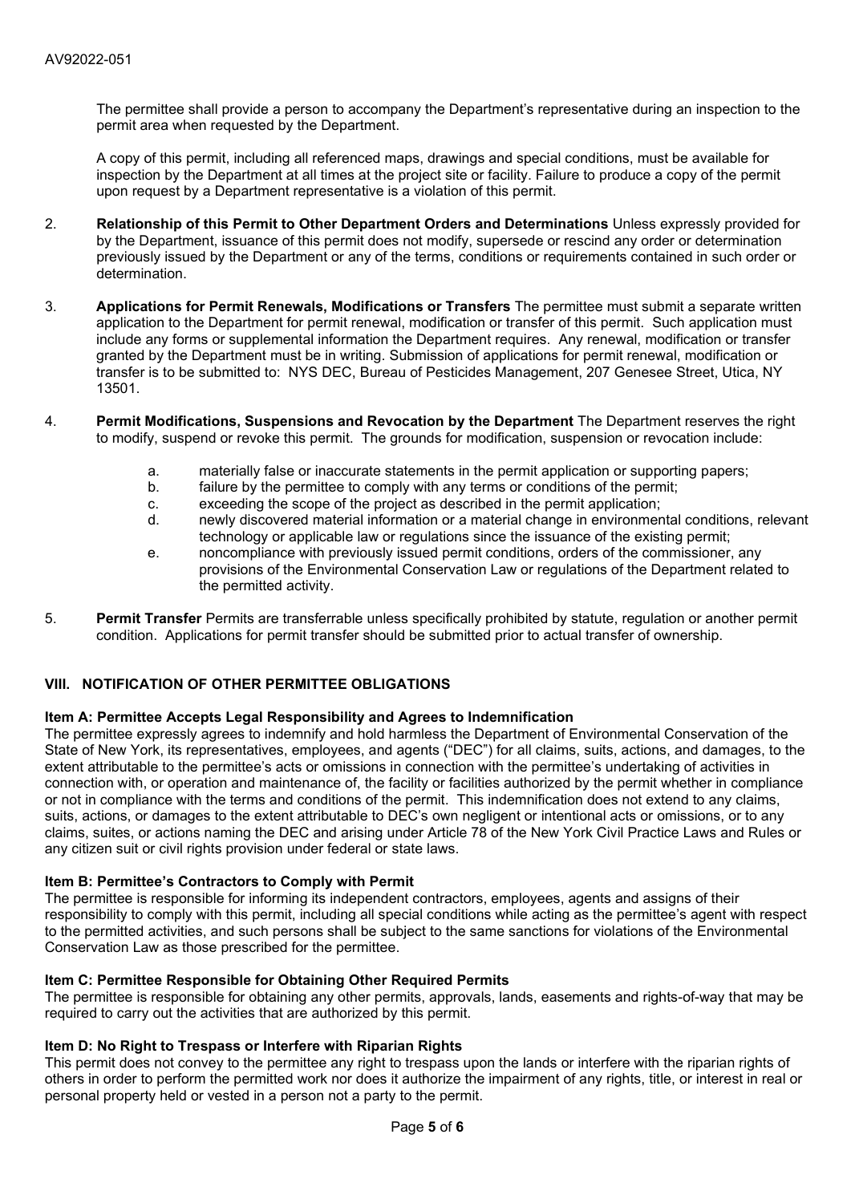The permittee shall provide a person to accompany the Department's representative during an inspection to the permit area when requested by the Department.

A copy of this permit, including all referenced maps, drawings and special conditions, must be available for inspection by the Department at all times at the project site or facility. Failure to produce a copy of the permit upon request by a Department representative is a violation of this permit.

2. **Relationship of this Permit to Other Department Orders and Determinations** Unless expressly provided for by the Department, issuance of this permit does not modify, supersede or rescind any order or determination previously issued by the Department or any of the terms, conditions or requirements contained in such order or determination.

3. **Applications for Permit Renewals, Modifications or Transfers** The permittee must submit a separate written application to the Department for permit renewal, modification or transfer of this permit. Such application must include any forms or supplemental information the Department requires. Any renewal, modification or transfer granted by the Department must be in writing. Submission of applications for permit renewal, modification or transfer is to be submitted to: NYS DEC, Bureau of Pesticides Management, 207 Genesee Street, Utica, NY 13501.

4. **Permit Modifications, Suspensions and Revocation by the Department** The Department reserves the right to modify, suspend or revoke this permit. The grounds for modification, suspension or revocation include:

   a. materially false or inaccurate statements in the permit application or supporting papers;
   b. failure by the permittee to comply with any terms or conditions of the permit;
   c. exceeding the scope of the project as described in the permit application;
   d. newly discovered material information or a material change in environmental conditions, relevant technology or applicable law or regulations since the issuance of the existing permit;
   e. noncompliance with previously issued permit conditions, orders of the commissioner, any provisions of the Environmental Conservation Law or regulations of the Department related to the permitted activity.

5. **Permit Transfer** Permits are transferrable unless specifically prohibited by statute, regulation or another permit condition. Applications for permit transfer should be submitted prior to actual transfer of ownership.

## VIII. NOTIFICATION OF OTHER PERMITTEE OBLIGATIONS

**Item A: Permittee Accepts Legal Responsibility and Agrees to Indemnification**

The permittee expressly agrees to indemnify and hold harmless the Department of Environmental Conservation of the State of New York, its representatives, employees, and agents ("DEC") for all claims, suits, actions, and damages, to the extent attributable to the permittee's acts or omissions in connection with the permittee's undertaking of activities in connection with, or operation and maintenance of, the facility or facilities authorized by the permit whether in compliance or not in compliance with the terms and conditions of the permit. This indemnification does not extend to any claims, suits, actions, or damages to the extent attributable to DEC's own negligent or intentional acts or omissions, or to any claims, suites, or actions naming the DEC and arising under Article 78 of the New York Civil Practice Laws and Rules or any citizen suit or civil rights provision under federal or state laws.

**Item B: Permittee's Contractors to Comply with Permit**

The permittee is responsible for informing its independent contractors, employees, agents and assigns of their responsibility to comply with this permit, including all special conditions while acting as the permittee's agent with respect to the permitted activities, and such persons shall be subject to the same sanctions for violations of the Environmental Conservation Law as those prescribed for the permittee.

**Item C: Permittee Responsible for Obtaining Other Required Permits**

The permittee is responsible for obtaining any other permits, approvals, lands, easements and rights-of-way that may be required to carry out the activities that are authorized by this permit.

**Item D: No Right to Trespass or Interfere with Riparian Rights**

This permit does not convey to the permittee any right to trespass upon the lands or interfere with the riparian rights of others in order to perform the permitted work nor does it authorize the impairment of any rights, title, or interest in real or personal property held or vested in a person not a party to the permit.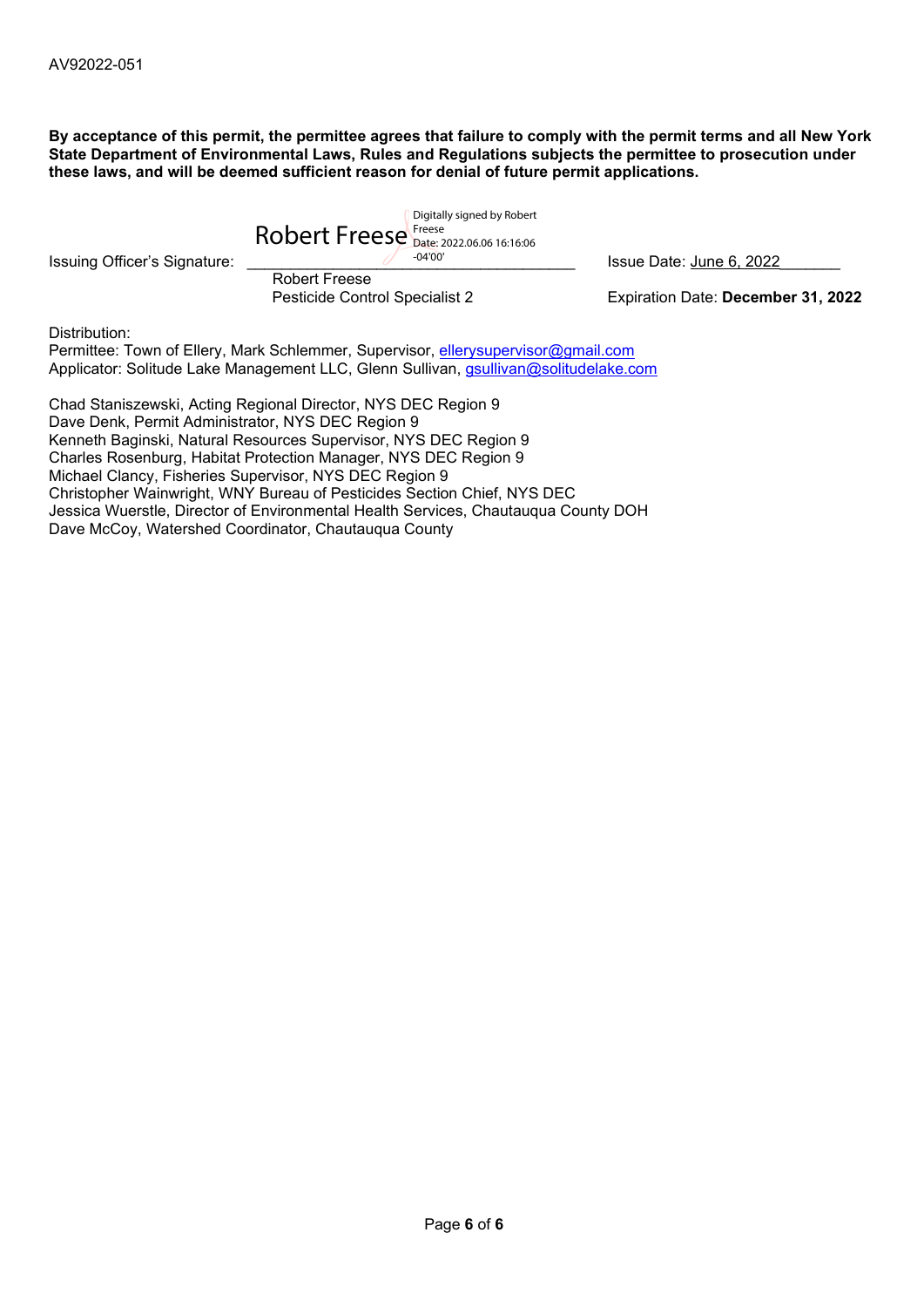AV92022-051

**By acceptance of this permit, the permittee agrees that failure to comply with the permit terms and all New York State Department of Environmental Laws, Rules and Regulations subjects the permittee to prosecution under these laws, and will be deemed sufficient reason for denial of future permit applications.**

Issuing Officer's Signature: Robert Freese (Digitally signed by Robert Freese Date: 2022.06.06 16:16:06 -04'00')

Robert Freese
Pesticide Control Specialist 2

Issue Date: June 6, 2022

Expiration Date: **December 31, 2022**

Distribution:
Permittee: Town of Ellery, Mark Schlemmer, Supervisor, ellerysupervisor@gmail.com
Applicator: Solitude Lake Management LLC, Glenn Sullivan, gsullivan@solitudelake.com

Chad Staniszewski, Acting Regional Director, NYS DEC Region 9
Dave Denk, Permit Administrator, NYS DEC Region 9
Kenneth Baginski, Natural Resources Supervisor, NYS DEC Region 9
Charles Rosenburg, Habitat Protection Manager, NYS DEC Region 9
Michael Clancy, Fisheries Supervisor, NYS DEC Region 9
Christopher Wainwright, WNY Bureau of Pesticides Section Chief, NYS DEC
Jessica Wuerstle, Director of Environmental Health Services, Chautauqua County DOH
Dave McCoy, Watershed Coordinator, Chautauqua County